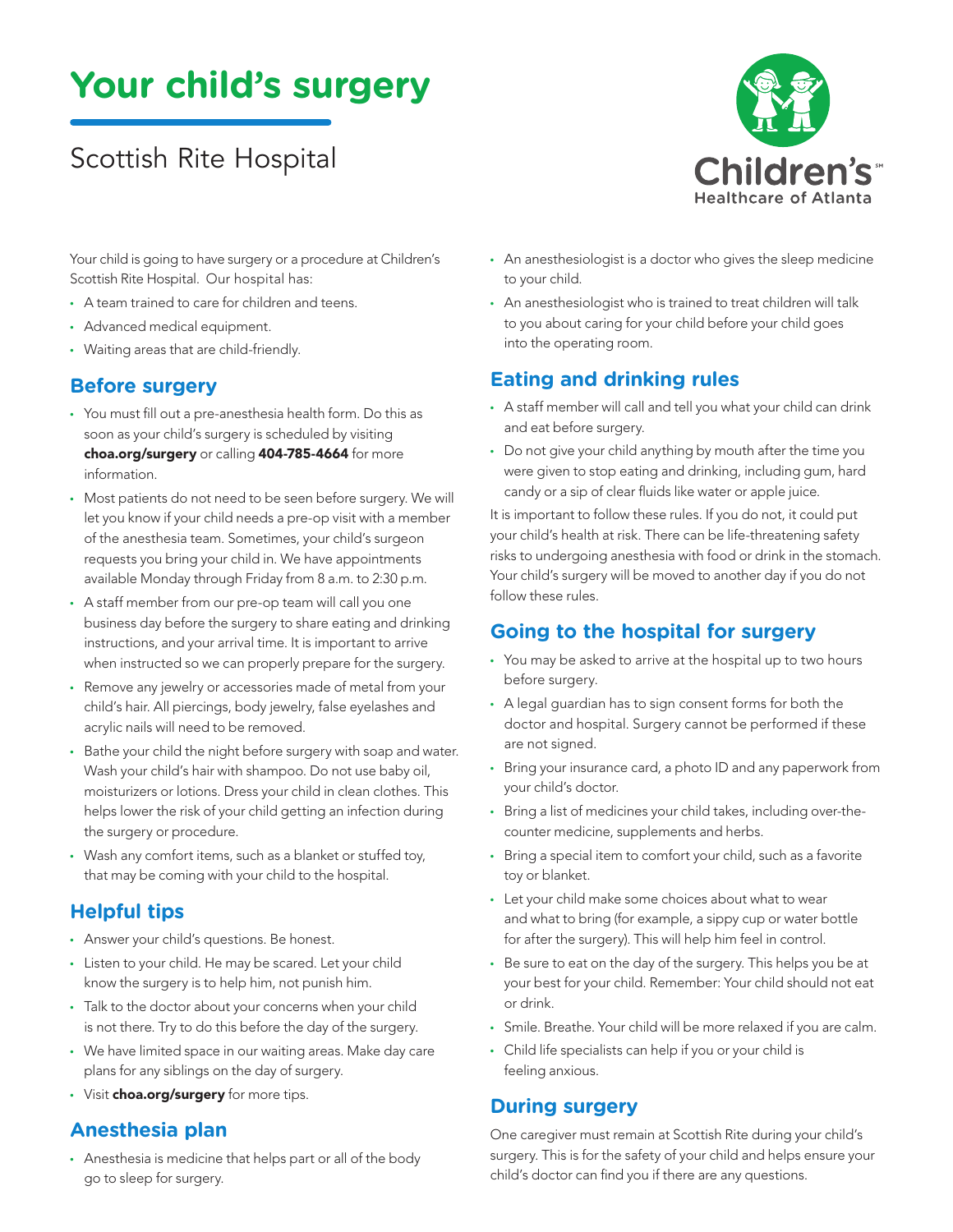# Your child's surgery

## Scottish Rite Hospital

Children's Healthcare of Atlanta

Your child is going to have surgery or a procedure at Children's Scottish Rite Hospital. Our hospital has:

- A team trained to care for children and teens.
- Advanced medical equipment.
- Waiting areas that are child-friendly.

### Before surgery

- You must fill out a pre-anesthesia health form. Do this as soon as your child's surgery is scheduled by visiting **choa.org/surgery** or calling **404-785-4664** for more information.
- Most patients do not need to be seen before surgery. We will let you know if your child needs a pre-op visit with a member of the anesthesia team. Sometimes, your child's surgeon requests you bring your child in. We have appointments available Monday through Friday from 8 a.m. to 2:30 p.m.
- A staff member from our pre-op team will call you one business day before the surgery to share eating and drinking instructions, and your arrival time. It is important to arrive when instructed so we can properly prepare for the surgery.
- Remove any jewelry or accessories made of metal from your child's hair. All piercings, body jewelry, false eyelashes and acrylic nails will need to be removed.
- Bathe your child the night before surgery with soap and water. Wash your child's hair with shampoo. Do not use baby oil, moisturizers or lotions. Dress your child in clean clothes. This helps lower the risk of your child getting an infection during the surgery or procedure.
- Wash any comfort items, such as a blanket or stuffed toy, that may be coming with your child to the hospital.

### Helpful tips

- Answer your child's questions. Be honest.
- Listen to your child. He may be scared. Let your child know the surgery is to help him, not punish him.
- Talk to the doctor about your concerns when your child is not there. Try to do this before the day of the surgery.
- We have limited space in our waiting areas. Make day care plans for any siblings on the day of surgery.
- Visit **choa.org/surgery** for more tips.

### Anesthesia plan

- Anesthesia is medicine that helps part or all of the body go to sleep for surgery.
- An anesthesiologist is a doctor who gives the sleep medicine to your child.
- An anesthesiologist who is trained to treat children will talk to you about caring for your child before your child goes into the operating room.

### Eating and drinking rules

- A staff member will call and tell you what your child can drink and eat before surgery.
- Do not give your child anything by mouth after the time you were given to stop eating and drinking, including gum, hard candy or a sip of clear fluids like water or apple juice.

It is important to follow these rules. If you do not, it could put your child's health at risk. There can be life-threatening safety risks to undergoing anesthesia with food or drink in the stomach. Your child's surgery will be moved to another day if you do not follow these rules.

### Going to the hospital for surgery

- You may be asked to arrive at the hospital up to two hours before surgery.
- A legal guardian has to sign consent forms for both the doctor and hospital. Surgery cannot be performed if these are not signed.
- Bring your insurance card, a photo ID and any paperwork from your child's doctor.
- Bring a list of medicines your child takes, including over-the-counter medicine, supplements and herbs.
- Bring a special item to comfort your child, such as a favorite toy or blanket.
- Let your child make some choices about what to wear and what to bring (for example, a sippy cup or water bottle for after the surgery). This will help him feel in control.
- Be sure to eat on the day of the surgery. This helps you be at your best for your child. Remember: Your child should not eat or drink.
- Smile. Breathe. Your child will be more relaxed if you are calm.
- Child life specialists can help if you or your child is feeling anxious.

### During surgery

One caregiver must remain at Scottish Rite during your child's surgery. This is for the safety of your child and helps ensure your child's doctor can find you if there are any questions.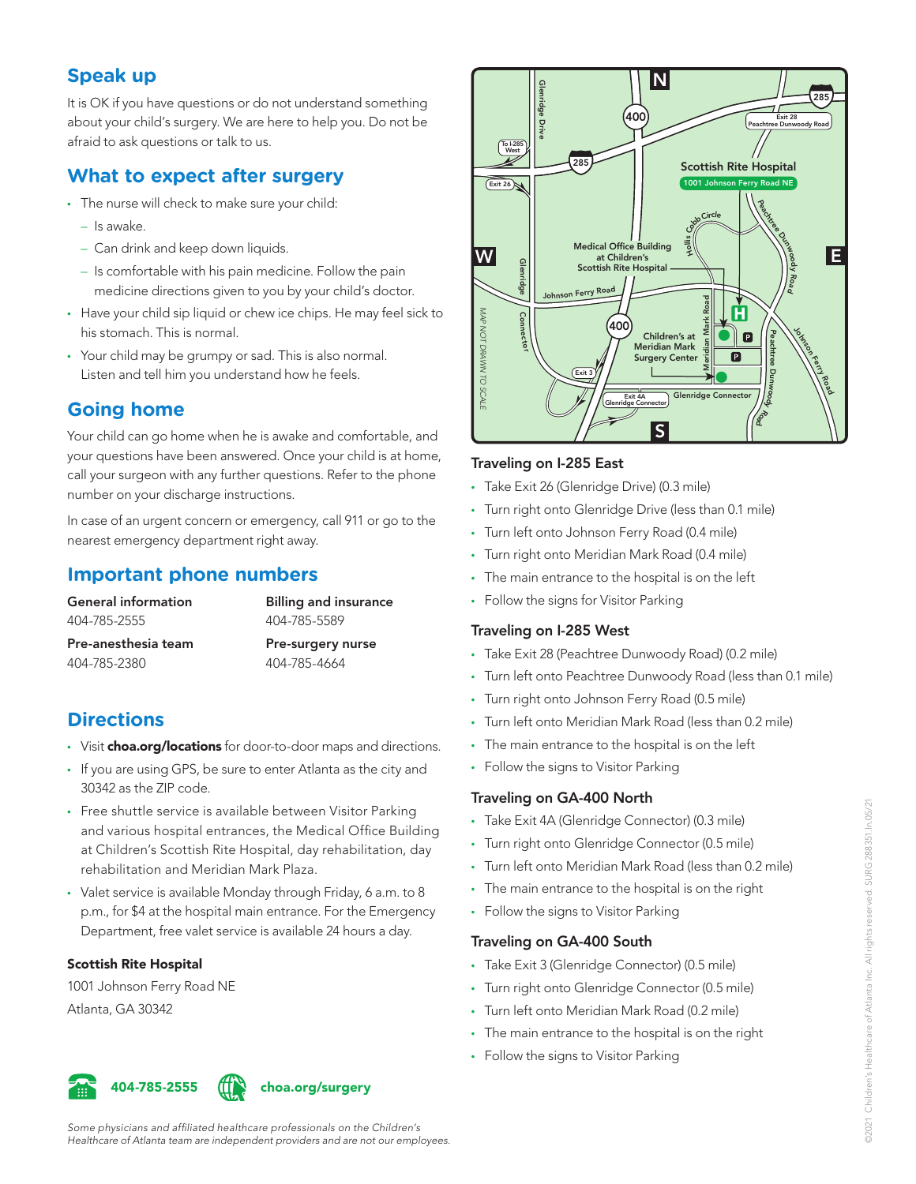## Speak up

It is OK if you have questions or do not understand something about your child's surgery. We are here to help you. Do not be afraid to ask questions or talk to us.

## What to expect after surgery

- The nurse will check to make sure your child:
  - Is awake.
  - Can drink and keep down liquids.
  - Is comfortable with his pain medicine. Follow the pain medicine directions given to you by your child's doctor.
- Have your child sip liquid or chew ice chips. He may feel sick to his stomach. This is normal.
- Your child may be grumpy or sad. This is also normal. Listen and tell him you understand how he feels.

## Going home

Your child can go home when he is awake and comfortable, and your questions have been answered. Once your child is at home, call your surgeon with any further questions. Refer to the phone number on your discharge instructions.

In case of an urgent concern or emergency, call 911 or go to the nearest emergency department right away.

## Important phone numbers

**General information**
404-785-2555

**Billing and insurance**
404-785-5589

**Pre-anesthesia team**
404-785-2380

**Pre-surgery nurse**
404-785-4664

## Directions

- Visit **choa.org/locations** for door-to-door maps and directions.
- If you are using GPS, be sure to enter Atlanta as the city and 30342 as the ZIP code.
- Free shuttle service is available between Visitor Parking and various hospital entrances, the Medical Office Building at Children's Scottish Rite Hospital, day rehabilitation, day rehabilitation and Meridian Mark Plaza.
- Valet service is available Monday through Friday, 6 a.m. to 8 p.m., for $4 at the hospital main entrance. For the Emergency Department, free valet service is available 24 hours a day.

**Scottish Rite Hospital**
1001 Johnson Ferry Road NE
Atlanta, GA 30342

N
W
E
S
400
285
Exit 28 Peachtree Dunwoody Road
To I-285 West
Exit 26
Glenridge Drive
Scottish Rite Hospital
1001 Johnson Ferry Road NE
Hollis Cobb Circle
Peachtree Dunwoody Road
Medical Office Building at Children's Scottish Rite Hospital
Glenridge Connector
Johnson Ferry Road
Meridian Mark Road
H
P
Children's at Meridian Mark Surgery Center
Exit 3
Exit 4A Glenridge Connector
Glenridge Connector
Johnson Ferry Road
MAP NOT DRAWN TO SCALE

### Traveling on I-285 East

- Take Exit 26 (Glenridge Drive) (0.3 mile)
- Turn right onto Glenridge Drive (less than 0.1 mile)
- Turn left onto Johnson Ferry Road (0.4 mile)
- Turn right onto Meridian Mark Road (0.4 mile)
- The main entrance to the hospital is on the left
- Follow the signs for Visitor Parking

### Traveling on I-285 West

- Take Exit 28 (Peachtree Dunwoody Road) (0.2 mile)
- Turn left onto Peachtree Dunwoody Road (less than 0.1 mile)
- Turn right onto Johnson Ferry Road (0.5 mile)
- Turn left onto Meridian Mark Road (less than 0.2 mile)
- The main entrance to the hospital is on the left
- Follow the signs to Visitor Parking

### Traveling on GA-400 North

- Take Exit 4A (Glenridge Connector) (0.3 mile)
- Turn right onto Glenridge Connector (0.5 mile)
- Turn left onto Meridian Mark Road (less than 0.2 mile)
- The main entrance to the hospital is on the right
- Follow the signs to Visitor Parking

### Traveling on GA-400 South

- Take Exit 3 (Glenridge Connector) (0.5 mile)
- Turn right onto Glenridge Connector (0.5 mile)
- Turn left onto Meridian Mark Road (0.2 mile)
- The main entrance to the hospital is on the right
- Follow the signs to Visitor Parking

404-785-2555 choa.org/surgery

*Some physicians and affiliated healthcare professionals on the Children's Healthcare of Atlanta team are independent providers and are not our employees.*

©2021 Children's Healthcare of Atlanta Inc. All rights reserved. SURG 288351.lh.05/21